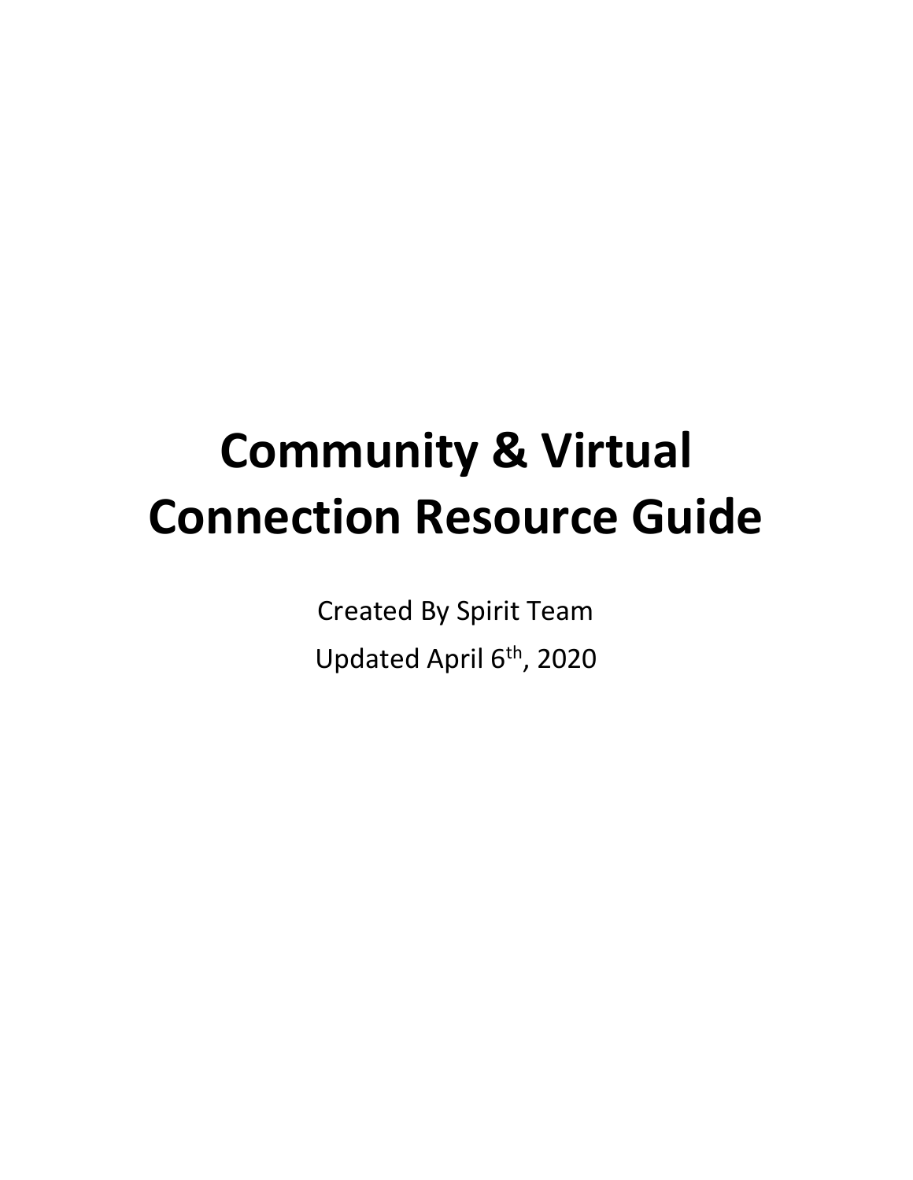# Community & Virtual Connection Resource Guide

Created By Spirit Team

Updated April 6th, 2020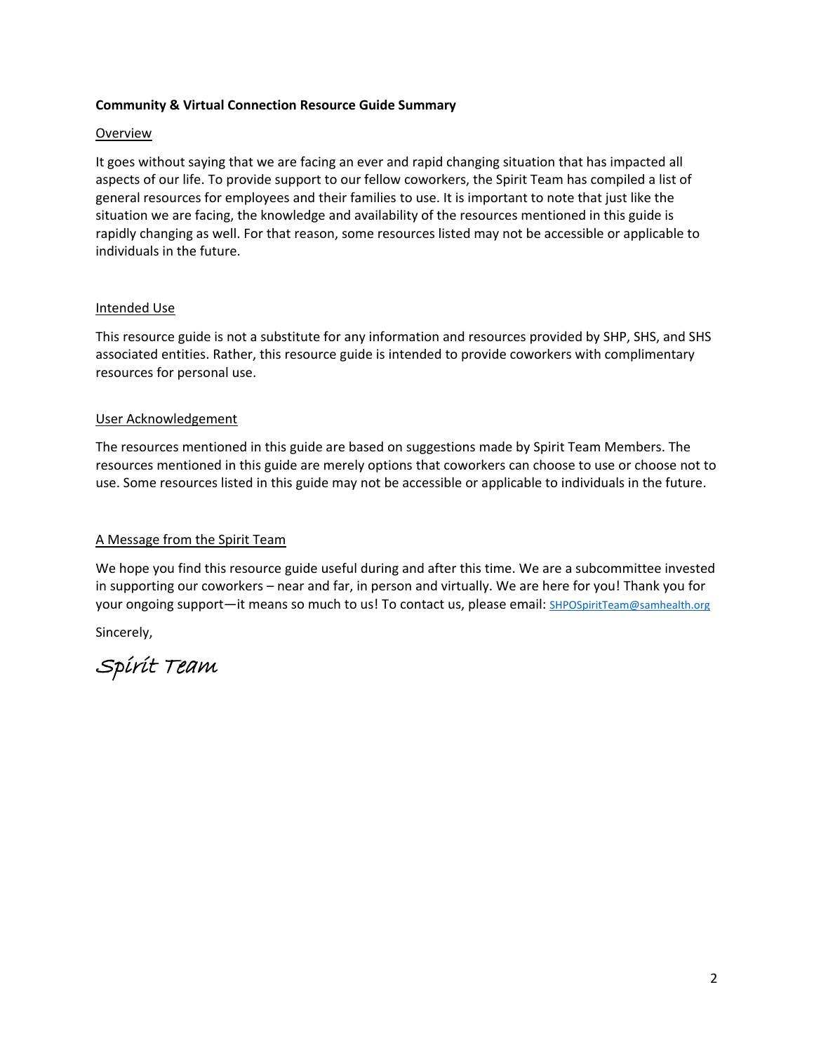**Community & Virtual Connection Resource Guide Summary**

Overview

It goes without saying that we are facing an ever and rapid changing situation that has impacted all aspects of our life. To provide support to our fellow coworkers, the Spirit Team has compiled a list of general resources for employees and their families to use. It is important to note that just like the situation we are facing, the knowledge and availability of the resources mentioned in this guide is rapidly changing as well. For that reason, some resources listed may not be accessible or applicable to individuals in the future.

Intended Use

This resource guide is not a substitute for any information and resources provided by SHP, SHS, and SHS associated entities. Rather, this resource guide is intended to provide coworkers with complimentary resources for personal use.

User Acknowledgement

The resources mentioned in this guide are based on suggestions made by Spirit Team Members. The resources mentioned in this guide are merely options that coworkers can choose to use or choose not to use. Some resources listed in this guide may not be accessible or applicable to individuals in the future.

A Message from the Spirit Team

We hope you find this resource guide useful during and after this time. We are a subcommittee invested in supporting our coworkers – near and far, in person and virtually. We are here for you! Thank you for your ongoing support—it means so much to us! To contact us, please email: SHPOSpiritTeam@samhealth.org

Sincerely,

*Spirit Team*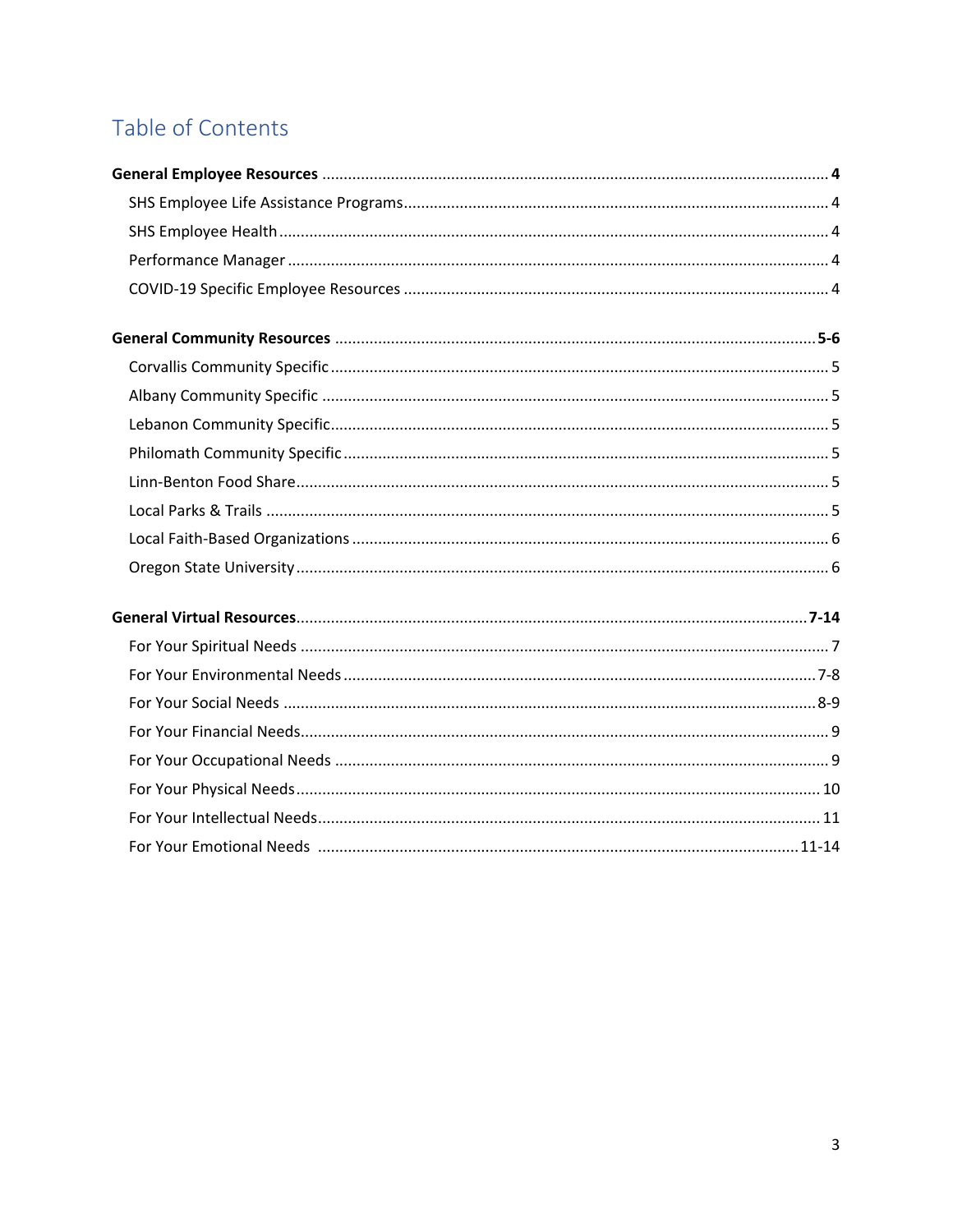# Table of Contents

**General Employee Resources** .......... **4**

- SHS Employee Life Assistance Programs .......... 4
- SHS Employee Health .......... 4
- Performance Manager .......... 4
- COVID-19 Specific Employee Resources .......... 4

**General Community Resources** .......... **5-6**

- Corvallis Community Specific .......... 5
- Albany Community Specific .......... 5
- Lebanon Community Specific .......... 5
- Philomath Community Specific .......... 5
- Linn-Benton Food Share .......... 5
- Local Parks & Trails .......... 5
- Local Faith-Based Organizations .......... 6
- Oregon State University .......... 6

**General Virtual Resources** .......... **7-14**

- For Your Spiritual Needs .......... 7
- For Your Environmental Needs .......... 7-8
- For Your Social Needs .......... 8-9
- For Your Financial Needs .......... 9
- For Your Occupational Needs .......... 9
- For Your Physical Needs .......... 10
- For Your Intellectual Needs .......... 11
- For Your Emotional Needs .......... 11-14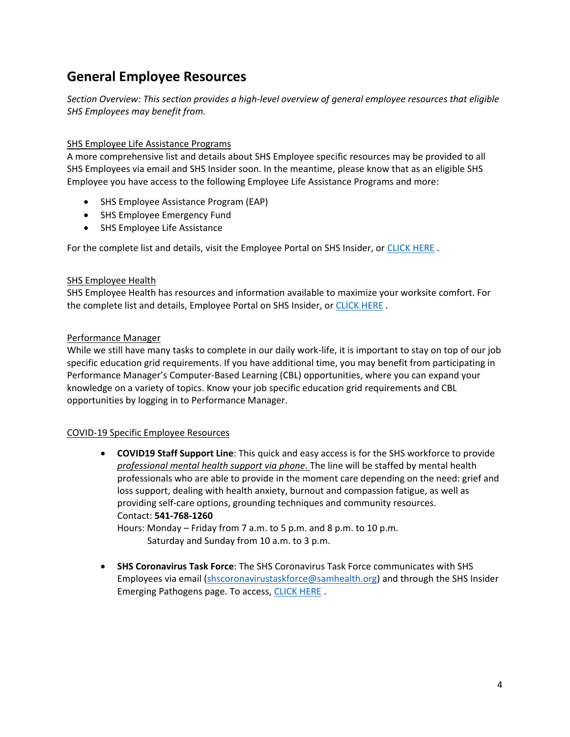## General Employee Resources

*Section Overview: This section provides a high-level overview of general employee resources that eligible SHS Employees may benefit from.*

<u>SHS Employee Life Assistance Programs</u>

A more comprehensive list and details about SHS Employee specific resources may be provided to all SHS Employees via email and SHS Insider soon. In the meantime, please know that as an eligible SHS Employee you have access to the following Employee Life Assistance Programs and more:

- SHS Employee Assistance Program (EAP)
- SHS Employee Emergency Fund
- SHS Employee Life Assistance

For the complete list and details, visit the Employee Portal on SHS Insider, or CLICK HERE .

<u>SHS Employee Health</u>

SHS Employee Health has resources and information available to maximize your worksite comfort. For the complete list and details, Employee Portal on SHS Insider, or CLICK HERE .

<u>Performance Manager</u>

While we still have many tasks to complete in our daily work-life, it is important to stay on top of our job specific education grid requirements. If you have additional time, you may benefit from participating in Performance Manager's Computer-Based Learning (CBL) opportunities, where you can expand your knowledge on a variety of topics. Know your job specific education grid requirements and CBL opportunities by logging in to Performance Manager.

<u>COVID-19 Specific Employee Resources</u>

- **COVID19 Staff Support Line**: This quick and easy access is for the SHS workforce to provide *<u>professional mental health support via phone</u>*. The line will be staffed by mental health professionals who are able to provide in the moment care depending on the need: grief and loss support, dealing with health anxiety, burnout and compassion fatigue, as well as providing self-care options, grounding techniques and community resources.
  Contact: **541-768-1260**
  Hours: Monday – Friday from 7 a.m. to 5 p.m. and 8 p.m. to 10 p.m.
  Saturday and Sunday from 10 a.m. to 3 p.m.

- **SHS Coronavirus Task Force**: The SHS Coronavirus Task Force communicates with SHS Employees via email (shscoronavirustaskforce@samhealth.org) and through the SHS Insider Emerging Pathogens page. To access, CLICK HERE .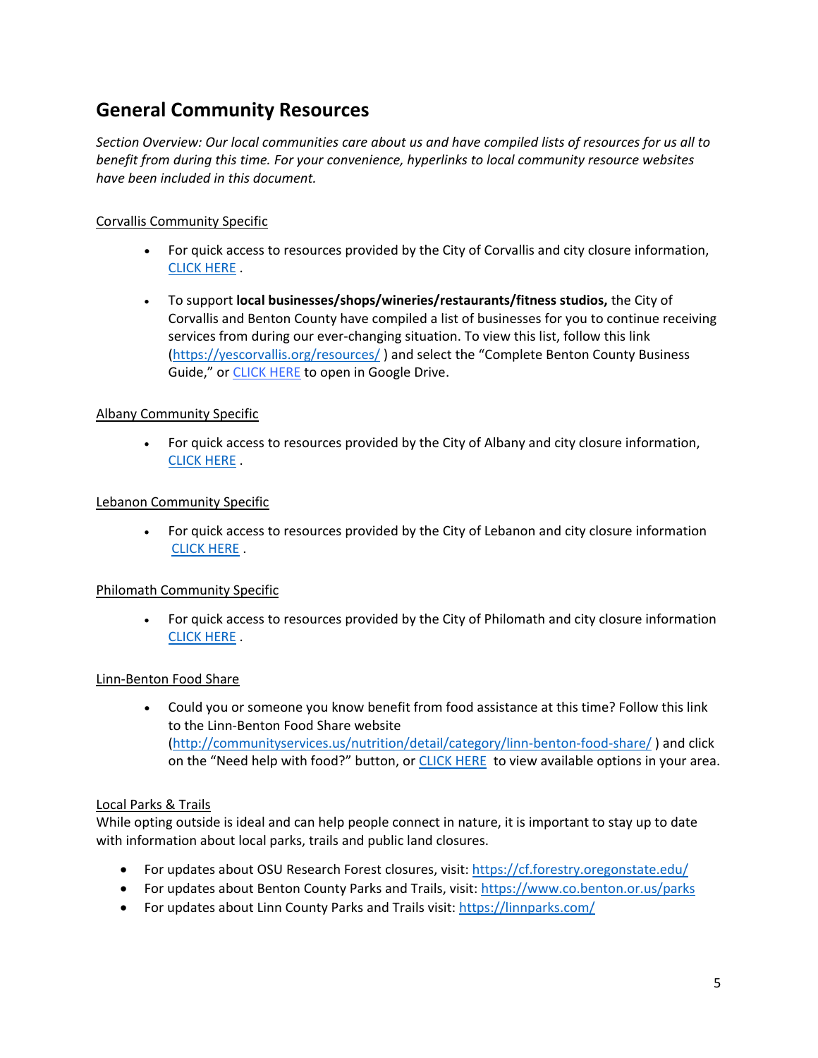## General Community Resources

*Section Overview: Our local communities care about us and have compiled lists of resources for us all to benefit from during this time. For your convenience, hyperlinks to local community resource websites have been included in this document.*

Corvallis Community Specific

- For quick access to resources provided by the City of Corvallis and city closure information, CLICK HERE .
- To support **local businesses/shops/wineries/restaurants/fitness studios,** the City of Corvallis and Benton County have compiled a list of businesses for you to continue receiving services from during our ever-changing situation. To view this list, follow this link (https://yescorvallis.org/resources/ ) and select the "Complete Benton County Business Guide," or CLICK HERE to open in Google Drive.

Albany Community Specific

- For quick access to resources provided by the City of Albany and city closure information, CLICK HERE .

Lebanon Community Specific

- For quick access to resources provided by the City of Lebanon and city closure information CLICK HERE .

Philomath Community Specific

- For quick access to resources provided by the City of Philomath and city closure information CLICK HERE .

Linn-Benton Food Share

- Could you or someone you know benefit from food assistance at this time? Follow this link to the Linn-Benton Food Share website (http://communityservices.us/nutrition/detail/category/linn-benton-food-share/ ) and click on the "Need help with food?" button, or CLICK HERE to view available options in your area.

Local Parks & Trails

While opting outside is ideal and can help people connect in nature, it is important to stay up to date with information about local parks, trails and public land closures.

- For updates about OSU Research Forest closures, visit: https://cf.forestry.oregonstate.edu/
- For updates about Benton County Parks and Trails, visit: https://www.co.benton.or.us/parks
- For updates about Linn County Parks and Trails visit: https://linnparks.com/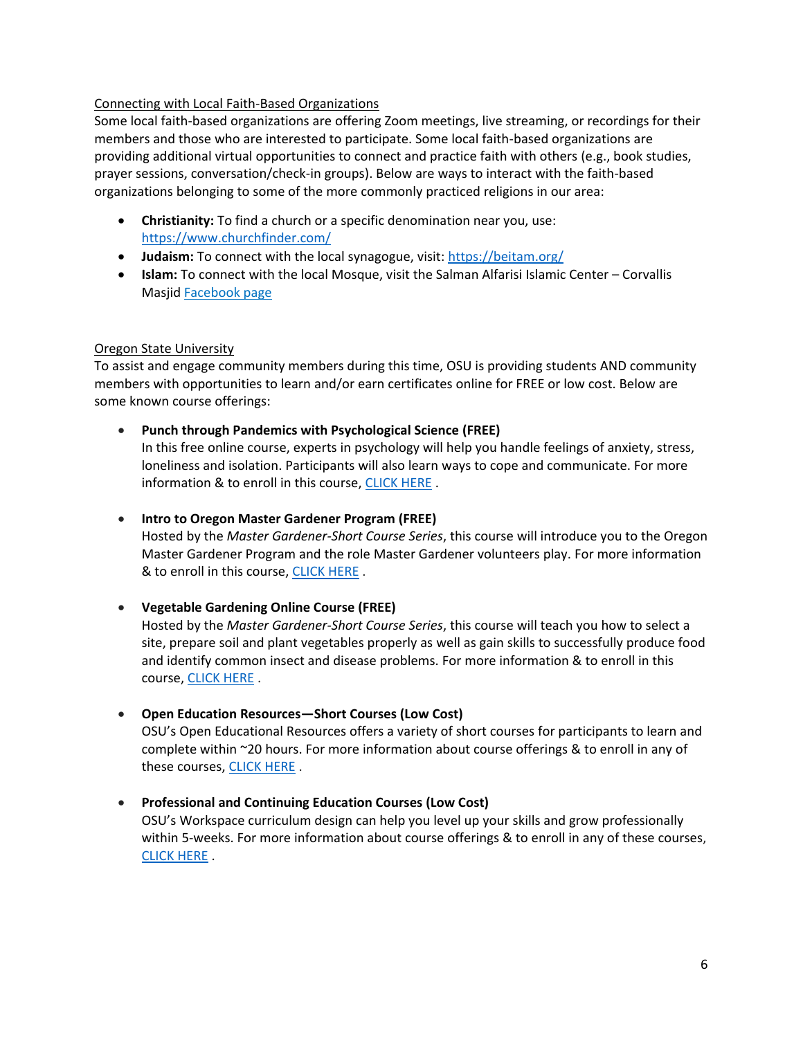## Connecting with Local Faith-Based Organizations

Some local faith-based organizations are offering Zoom meetings, live streaming, or recordings for their members and those who are interested to participate. Some local faith-based organizations are providing additional virtual opportunities to connect and practice faith with others (e.g., book studies, prayer sessions, conversation/check-in groups). Below are ways to interact with the faith-based organizations belonging to some of the more commonly practiced religions in our area:

- **Christianity:** To find a church or a specific denomination near you, use: https://www.churchfinder.com/
- **Judaism:** To connect with the local synagogue, visit: https://beitam.org/
- **Islam:** To connect with the local Mosque, visit the Salman Alfarisi Islamic Center – Corvallis Masjid Facebook page

## Oregon State University

To assist and engage community members during this time, OSU is providing students AND community members with opportunities to learn and/or earn certificates online for FREE or low cost. Below are some known course offerings:

- **Punch through Pandemics with Psychological Science (FREE)**
  In this free online course, experts in psychology will help you handle feelings of anxiety, stress, loneliness and isolation. Participants will also learn ways to cope and communicate. For more information & to enroll in this course, CLICK HERE .

- **Intro to Oregon Master Gardener Program (FREE)**
  Hosted by the *Master Gardener-Short Course Series*, this course will introduce you to the Oregon Master Gardener Program and the role Master Gardener volunteers play. For more information & to enroll in this course, CLICK HERE .

- **Vegetable Gardening Online Course (FREE)**
  Hosted by the *Master Gardener-Short Course Series*, this course will teach you how to select a site, prepare soil and plant vegetables properly as well as gain skills to successfully produce food and identify common insect and disease problems. For more information & to enroll in this course, CLICK HERE .

- **Open Education Resources—Short Courses (Low Cost)**
  OSU's Open Educational Resources offers a variety of short courses for participants to learn and complete within ~20 hours. For more information about course offerings & to enroll in any of these courses, CLICK HERE .

- **Professional and Continuing Education Courses (Low Cost)**
  OSU's Workspace curriculum design can help you level up your skills and grow professionally within 5-weeks. For more information about course offerings & to enroll in any of these courses, CLICK HERE .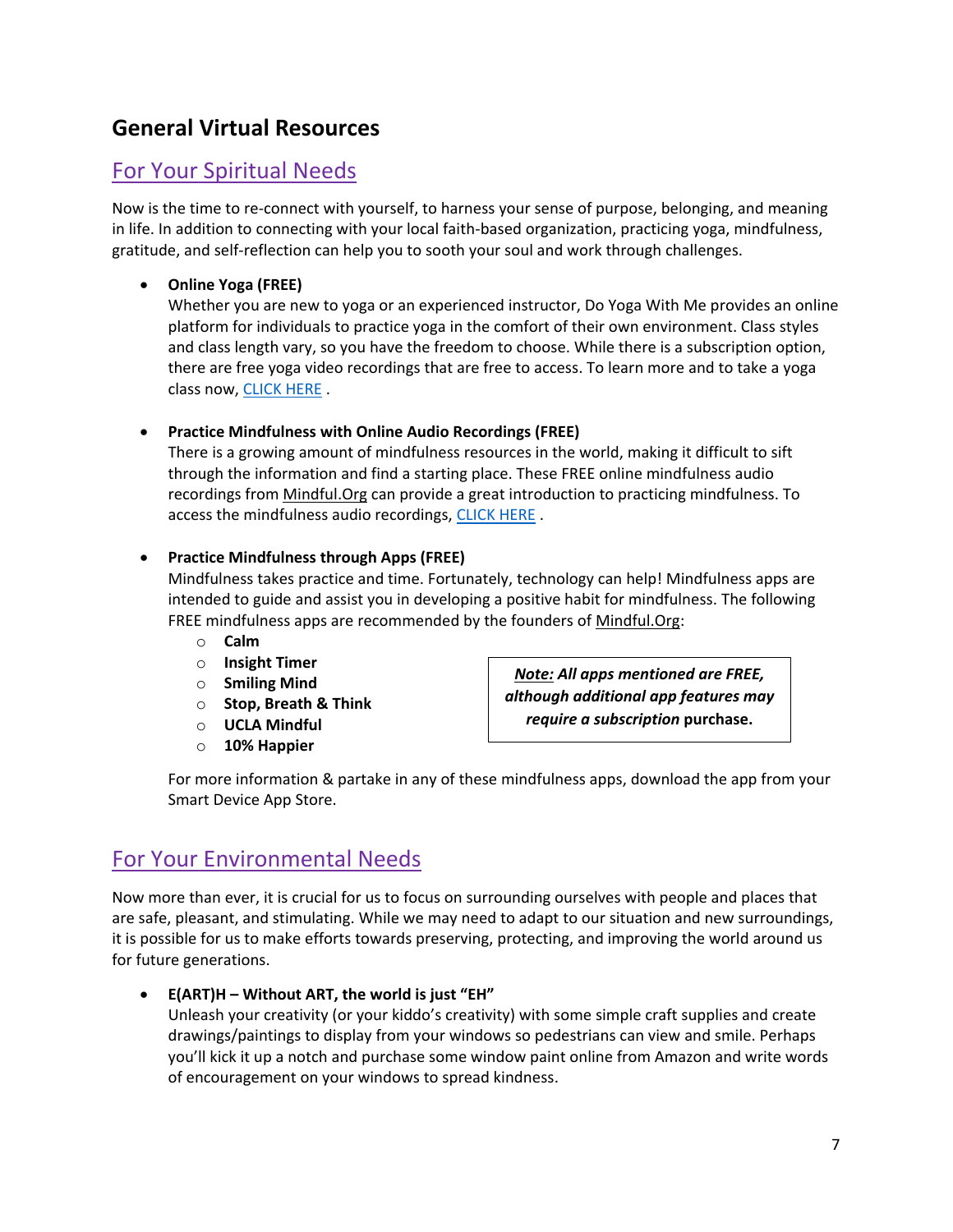## General Virtual Resources

### For Your Spiritual Needs

Now is the time to re-connect with yourself, to harness your sense of purpose, belonging, and meaning in life. In addition to connecting with your local faith-based organization, practicing yoga, mindfulness, gratitude, and self-reflection can help you to sooth your soul and work through challenges.

- **Online Yoga (FREE)**
  Whether you are new to yoga or an experienced instructor, Do Yoga With Me provides an online platform for individuals to practice yoga in the comfort of their own environment. Class styles and class length vary, so you have the freedom to choose. While there is a subscription option, there are free yoga video recordings that are free to access. To learn more and to take a yoga class now, CLICK HERE .

- **Practice Mindfulness with Online Audio Recordings (FREE)**
  There is a growing amount of mindfulness resources in the world, making it difficult to sift through the information and find a starting place. These FREE online mindfulness audio recordings from Mindful.Org can provide a great introduction to practicing mindfulness. To access the mindfulness audio recordings, CLICK HERE .

- **Practice Mindfulness through Apps (FREE)**
  Mindfulness takes practice and time. Fortunately, technology can help! Mindfulness apps are intended to guide and assist you in developing a positive habit for mindfulness. The following FREE mindfulness apps are recommended by the founders of Mindful.Org:
  - **Calm**
  - **Insight Timer**
  - **Smiling Mind**
  - **Stop, Breath & Think**
  - **UCLA Mindful**
  - **10% Happier**

  ***Note:** All apps mentioned are FREE, although additional app features may require a subscription* **purchase.**

  For more information & partake in any of these mindfulness apps, download the app from your Smart Device App Store.

### For Your Environmental Needs

Now more than ever, it is crucial for us to focus on surrounding ourselves with people and places that are safe, pleasant, and stimulating. While we may need to adapt to our situation and new surroundings, it is possible for us to make efforts towards preserving, protecting, and improving the world around us for future generations.

- **E(ART)H – Without ART, the world is just "EH"**
  Unleash your creativity (or your kiddo's creativity) with some simple craft supplies and create drawings/paintings to display from your windows so pedestrians can view and smile. Perhaps you'll kick it up a notch and purchase some window paint online from Amazon and write words of encouragement on your windows to spread kindness.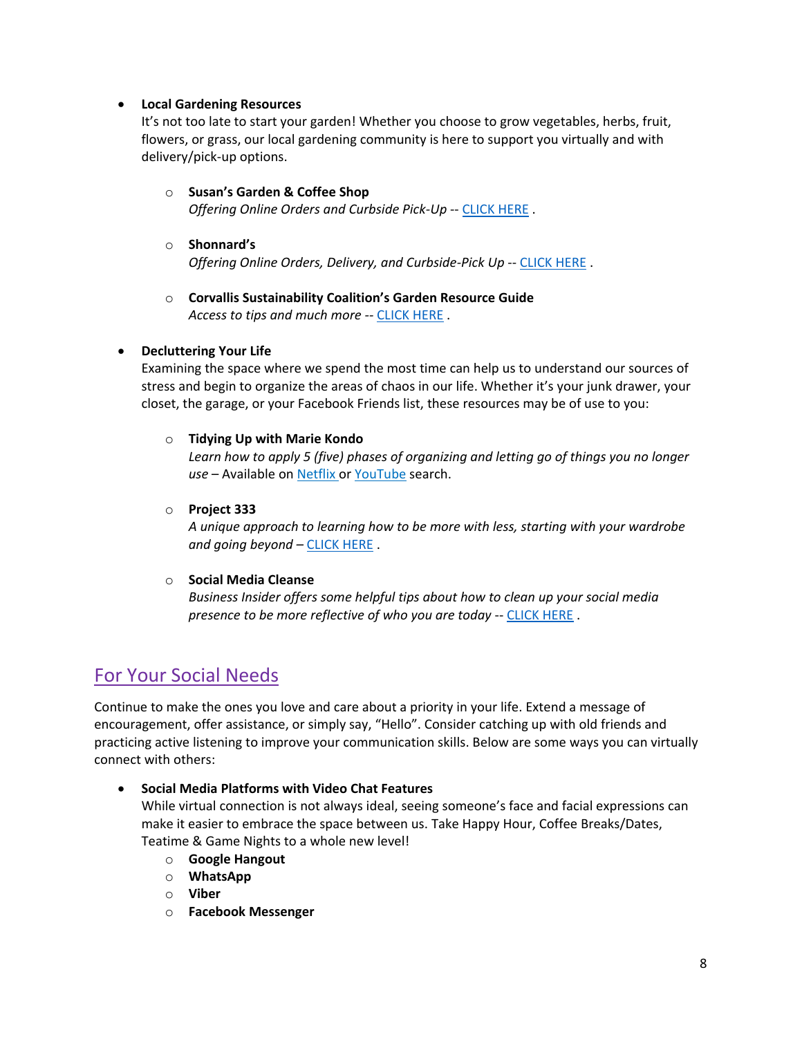- **Local Gardening Resources**
  It's not too late to start your garden! Whether you choose to grow vegetables, herbs, fruit, flowers, or grass, our local gardening community is here to support you virtually and with delivery/pick-up options.

  - **Susan's Garden & Coffee Shop**
    *Offering Online Orders and Curbside Pick-Up* -- CLICK HERE .

  - **Shonnard's**
    *Offering Online Orders, Delivery, and Curbside-Pick Up* -- CLICK HERE .

  - **Corvallis Sustainability Coalition's Garden Resource Guide**
    *Access to tips and much more* -- CLICK HERE .

- **Decluttering Your Life**
  Examining the space where we spend the most time can help us to understand our sources of stress and begin to organize the areas of chaos in our life. Whether it's your junk drawer, your closet, the garage, or your Facebook Friends list, these resources may be of use to you:

  - **Tidying Up with Marie Kondo**
    *Learn how to apply 5 (five) phases of organizing and letting go of things you no longer use* – Available on Netflix or YouTube search.

  - **Project 333**
    *A unique approach to learning how to be more with less, starting with your wardrobe and going beyond* – CLICK HERE .

  - **Social Media Cleanse**
    *Business Insider offers some helpful tips about how to clean up your social media presence to be more reflective of who you are today* -- CLICK HERE .

## For Your Social Needs

Continue to make the ones you love and care about a priority in your life. Extend a message of encouragement, offer assistance, or simply say, "Hello". Consider catching up with old friends and practicing active listening to improve your communication skills. Below are some ways you can virtually connect with others:

- **Social Media Platforms with Video Chat Features**
  While virtual connection is not always ideal, seeing someone's face and facial expressions can make it easier to embrace the space between us. Take Happy Hour, Coffee Breaks/Dates, Teatime & Game Nights to a whole new level!
  - **Google Hangout**
  - **WhatsApp**
  - **Viber**
  - **Facebook Messenger**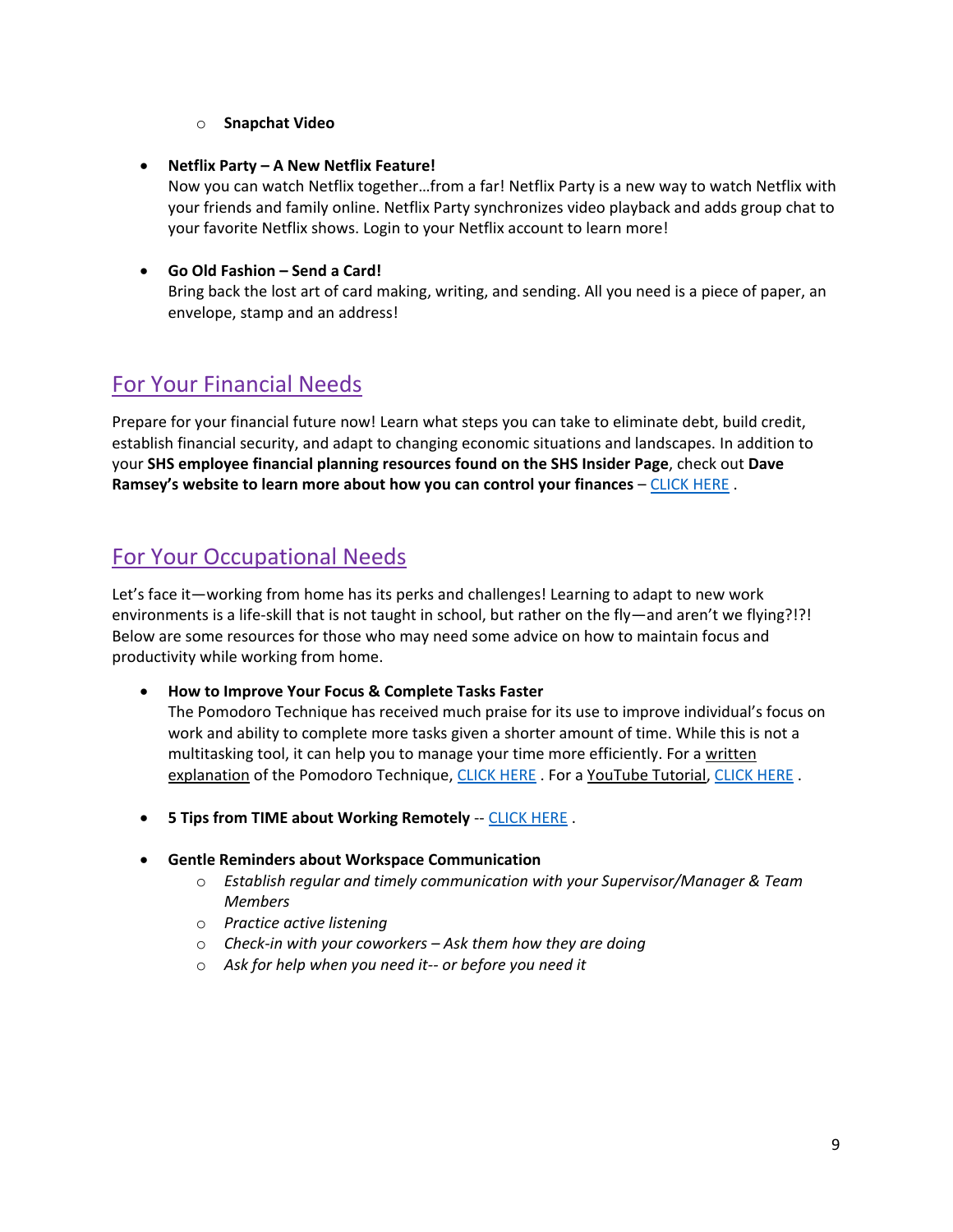- **Snapchat Video**

- **Netflix Party – A New Netflix Feature!**
  Now you can watch Netflix together…from a far! Netflix Party is a new way to watch Netflix with your friends and family online. Netflix Party synchronizes video playback and adds group chat to your favorite Netflix shows. Login to your Netflix account to learn more!

- **Go Old Fashion – Send a Card!**
  Bring back the lost art of card making, writing, and sending. All you need is a piece of paper, an envelope, stamp and an address!

## For Your Financial Needs

Prepare for your financial future now! Learn what steps you can take to eliminate debt, build credit, establish financial security, and adapt to changing economic situations and landscapes. In addition to your **SHS employee financial planning resources found on the SHS Insider Page**, check out **Dave Ramsey's website to learn more about how you can control your finances** – CLICK HERE .

## For Your Occupational Needs

Let's face it—working from home has its perks and challenges! Learning to adapt to new work environments is a life-skill that is not taught in school, but rather on the fly—and aren't we flying?!?! Below are some resources for those who may need some advice on how to maintain focus and productivity while working from home.

- **How to Improve Your Focus & Complete Tasks Faster**
  The Pomodoro Technique has received much praise for its use to improve individual's focus on work and ability to complete more tasks given a shorter amount of time. While this is not a multitasking tool, it can help you to manage your time more efficiently. For a written explanation of the Pomodoro Technique, CLICK HERE . For a YouTube Tutorial, CLICK HERE .

- **5 Tips from TIME about Working Remotely** -- CLICK HERE .

- **Gentle Reminders about Workspace Communication**
  - *Establish regular and timely communication with your Supervisor/Manager & Team Members*
  - *Practice active listening*
  - *Check-in with your coworkers – Ask them how they are doing*
  - *Ask for help when you need it-- or before you need it*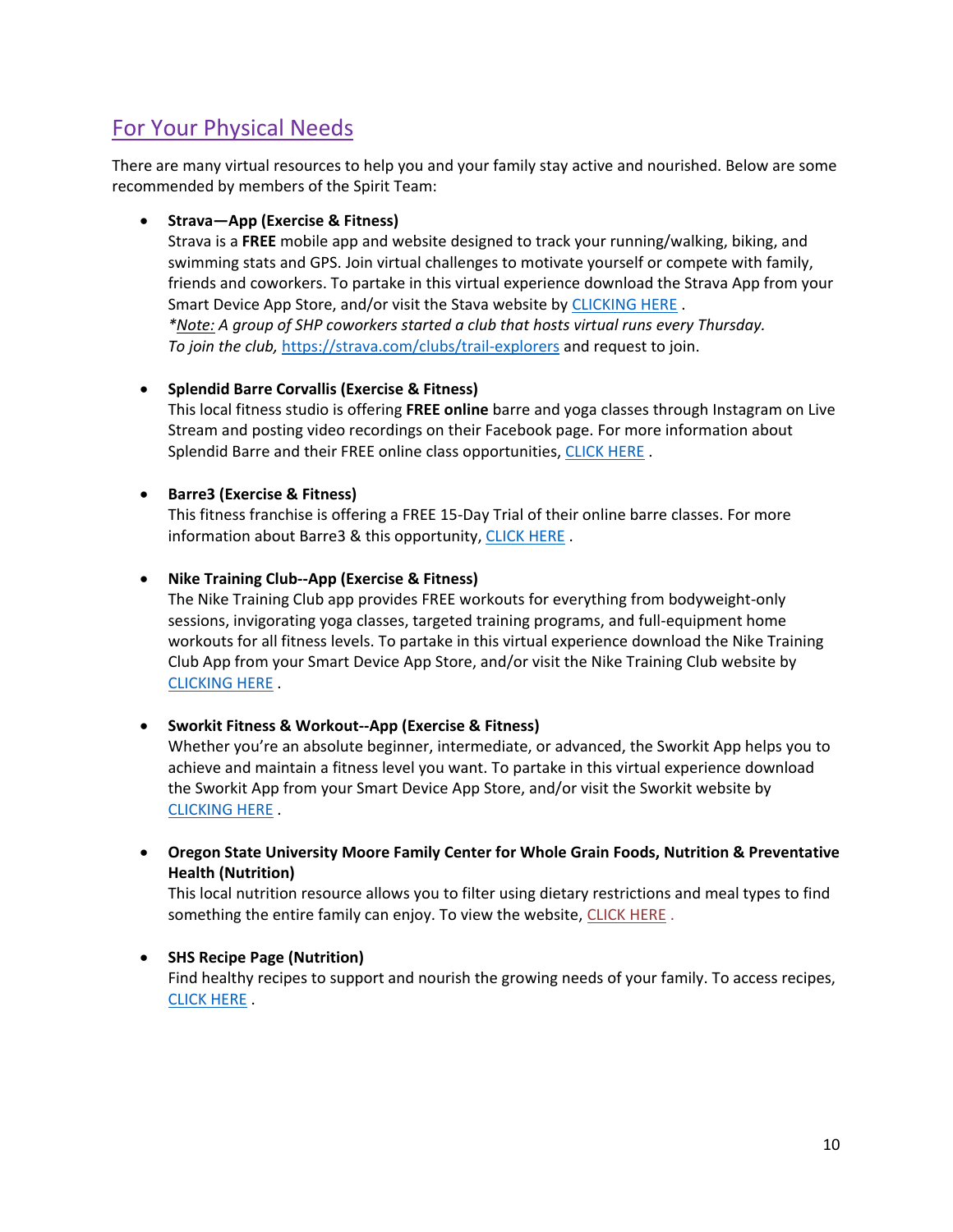## For Your Physical Needs

There are many virtual resources to help you and your family stay active and nourished. Below are some recommended by members of the Spirit Team:

- **Strava—App (Exercise & Fitness)**
  Strava is a **FREE** mobile app and website designed to track your running/walking, biking, and swimming stats and GPS. Join virtual challenges to motivate yourself or compete with family, friends and coworkers. To partake in this virtual experience download the Strava App from your Smart Device App Store, and/or visit the Stava website by CLICKING HERE .
  **Note:* A group of SHP coworkers started a club that hosts virtual runs every Thursday. To join the club,* https://strava.com/clubs/trail-explorers and request to join.

- **Splendid Barre Corvallis (Exercise & Fitness)**
  This local fitness studio is offering **FREE online** barre and yoga classes through Instagram on Live Stream and posting video recordings on their Facebook page. For more information about Splendid Barre and their FREE online class opportunities, CLICK HERE .

- **Barre3 (Exercise & Fitness)**
  This fitness franchise is offering a FREE 15-Day Trial of their online barre classes. For more information about Barre3 & this opportunity, CLICK HERE .

- **Nike Training Club--App (Exercise & Fitness)**
  The Nike Training Club app provides FREE workouts for everything from bodyweight-only sessions, invigorating yoga classes, targeted training programs, and full-equipment home workouts for all fitness levels. To partake in this virtual experience download the Nike Training Club App from your Smart Device App Store, and/or visit the Nike Training Club website by CLICKING HERE .

- **Sworkit Fitness & Workout--App (Exercise & Fitness)**
  Whether you're an absolute beginner, intermediate, or advanced, the Sworkit App helps you to achieve and maintain a fitness level you want. To partake in this virtual experience download the Sworkit App from your Smart Device App Store, and/or visit the Sworkit website by CLICKING HERE .

- **Oregon State University Moore Family Center for Whole Grain Foods, Nutrition & Preventative Health (Nutrition)**
  This local nutrition resource allows you to filter using dietary restrictions and meal types to find something the entire family can enjoy. To view the website, CLICK HERE .

- **SHS Recipe Page (Nutrition)**
  Find healthy recipes to support and nourish the growing needs of your family. To access recipes, CLICK HERE .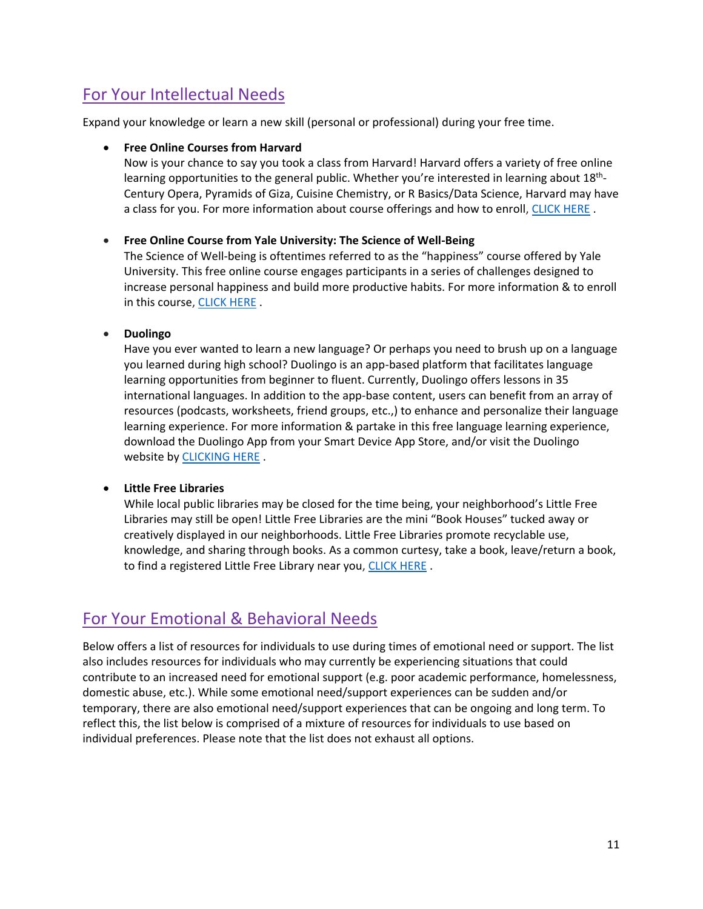## For Your Intellectual Needs

Expand your knowledge or learn a new skill (personal or professional) during your free time.

- **Free Online Courses from Harvard**
  Now is your chance to say you took a class from Harvard! Harvard offers a variety of free online learning opportunities to the general public. Whether you're interested in learning about 18th-Century Opera, Pyramids of Giza, Cuisine Chemistry, or R Basics/Data Science, Harvard may have a class for you. For more information about course offerings and how to enroll, CLICK HERE .

- **Free Online Course from Yale University: The Science of Well-Being**
  The Science of Well-being is oftentimes referred to as the "happiness" course offered by Yale University. This free online course engages participants in a series of challenges designed to increase personal happiness and build more productive habits. For more information & to enroll in this course, CLICK HERE .

- **Duolingo**
  Have you ever wanted to learn a new language? Or perhaps you need to brush up on a language you learned during high school? Duolingo is an app-based platform that facilitates language learning opportunities from beginner to fluent. Currently, Duolingo offers lessons in 35 international languages. In addition to the app-base content, users can benefit from an array of resources (podcasts, worksheets, friend groups, etc.,) to enhance and personalize their language learning experience. For more information & partake in this free language learning experience, download the Duolingo App from your Smart Device App Store, and/or visit the Duolingo website by CLICKING HERE .

- **Little Free Libraries**
  While local public libraries may be closed for the time being, your neighborhood's Little Free Libraries may still be open! Little Free Libraries are the mini "Book Houses" tucked away or creatively displayed in our neighborhoods. Little Free Libraries promote recyclable use, knowledge, and sharing through books. As a common curtesy, take a book, leave/return a book, to find a registered Little Free Library near you, CLICK HERE .

## For Your Emotional & Behavioral Needs

Below offers a list of resources for individuals to use during times of emotional need or support. The list also includes resources for individuals who may currently be experiencing situations that could contribute to an increased need for emotional support (e.g. poor academic performance, homelessness, domestic abuse, etc.). While some emotional need/support experiences can be sudden and/or temporary, there are also emotional need/support experiences that can be ongoing and long term. To reflect this, the list below is comprised of a mixture of resources for individuals to use based on individual preferences. Please note that the list does not exhaust all options.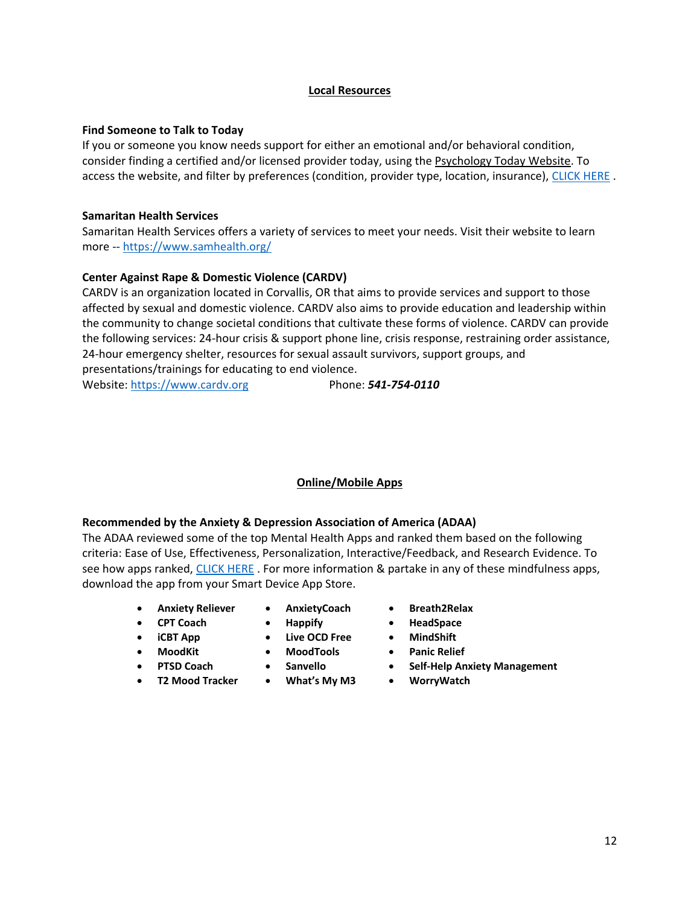## Local Resources

**Find Someone to Talk to Today**

If you or someone you know needs support for either an emotional and/or behavioral condition, consider finding a certified and/or licensed provider today, using the Psychology Today Website. To access the website, and filter by preferences (condition, provider type, location, insurance), CLICK HERE .

**Samaritan Health Services**

Samaritan Health Services offers a variety of services to meet your needs. Visit their website to learn more -- https://www.samhealth.org/

**Center Against Rape & Domestic Violence (CARDV)**

CARDV is an organization located in Corvallis, OR that aims to provide services and support to those affected by sexual and domestic violence. CARDV also aims to provide education and leadership within the community to change societal conditions that cultivate these forms of violence. CARDV can provide the following services: 24-hour crisis & support phone line, crisis response, restraining order assistance, 24-hour emergency shelter, resources for sexual assault survivors, support groups, and presentations/trainings for educating to end violence.

Website: https://www.cardv.org Phone: ***541-754-0110***

## Online/Mobile Apps

**Recommended by the Anxiety & Depression Association of America (ADAA)**

The ADAA reviewed some of the top Mental Health Apps and ranked them based on the following criteria: Ease of Use, Effectiveness, Personalization, Interactive/Feedback, and Research Evidence. To see how apps ranked, CLICK HERE . For more information & partake in any of these mindfulness apps, download the app from your Smart Device App Store.

- **Anxiety Reliever**
- **CPT Coach**
- **iCBT App**
- **MoodKit**
- **PTSD Coach**
- **T2 Mood Tracker**
- **AnxietyCoach**
- **Happify**
- **Live OCD Free**
- **MoodTools**
- **Sanvello**
- **What's My M3**
- **Breath2Relax**
- **HeadSpace**
- **MindShift**
- **Panic Relief**
- **Self-Help Anxiety Management**
- **WorryWatch**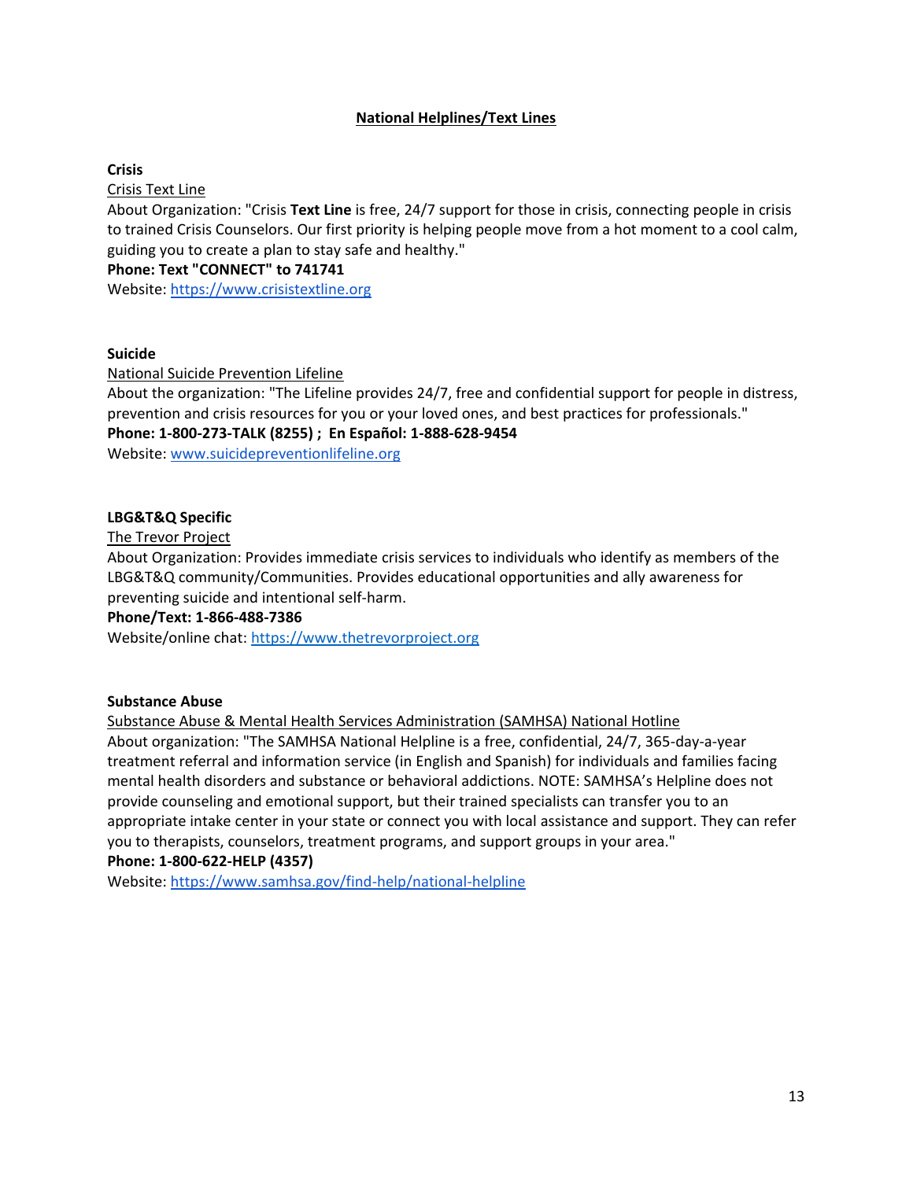## National Helplines/Text Lines

**Crisis**

Crisis Text Line

About Organization: "Crisis **Text Line** is free, 24/7 support for those in crisis, connecting people in crisis to trained Crisis Counselors. Our first priority is helping people move from a hot moment to a cool calm, guiding you to create a plan to stay safe and healthy."

**Phone: Text "CONNECT" to 741741**

Website: https://www.crisistextline.org

**Suicide**

National Suicide Prevention Lifeline

About the organization: "The Lifeline provides 24/7, free and confidential support for people in distress, prevention and crisis resources for you or your loved ones, and best practices for professionals."

**Phone: 1-800-273-TALK (8255) ; En Español: 1-888-628-9454**

Website: www.suicidepreventionlifeline.org

**LBG&T&Q Specific**

The Trevor Project

About Organization: Provides immediate crisis services to individuals who identify as members of the LBG&T&Q community/Communities. Provides educational opportunities and ally awareness for preventing suicide and intentional self-harm.

**Phone/Text: 1-866-488-7386**

Website/online chat: https://www.thetrevorproject.org

**Substance Abuse**

Substance Abuse & Mental Health Services Administration (SAMHSA) National Hotline

About organization: "The SAMHSA National Helpline is a free, confidential, 24/7, 365-day-a-year treatment referral and information service (in English and Spanish) for individuals and families facing mental health disorders and substance or behavioral addictions. NOTE: SAMHSA's Helpline does not provide counseling and emotional support, but their trained specialists can transfer you to an appropriate intake center in your state or connect you with local assistance and support. They can refer you to therapists, counselors, treatment programs, and support groups in your area."

**Phone: 1-800-622-HELP (4357)**

Website: https://www.samhsa.gov/find-help/national-helpline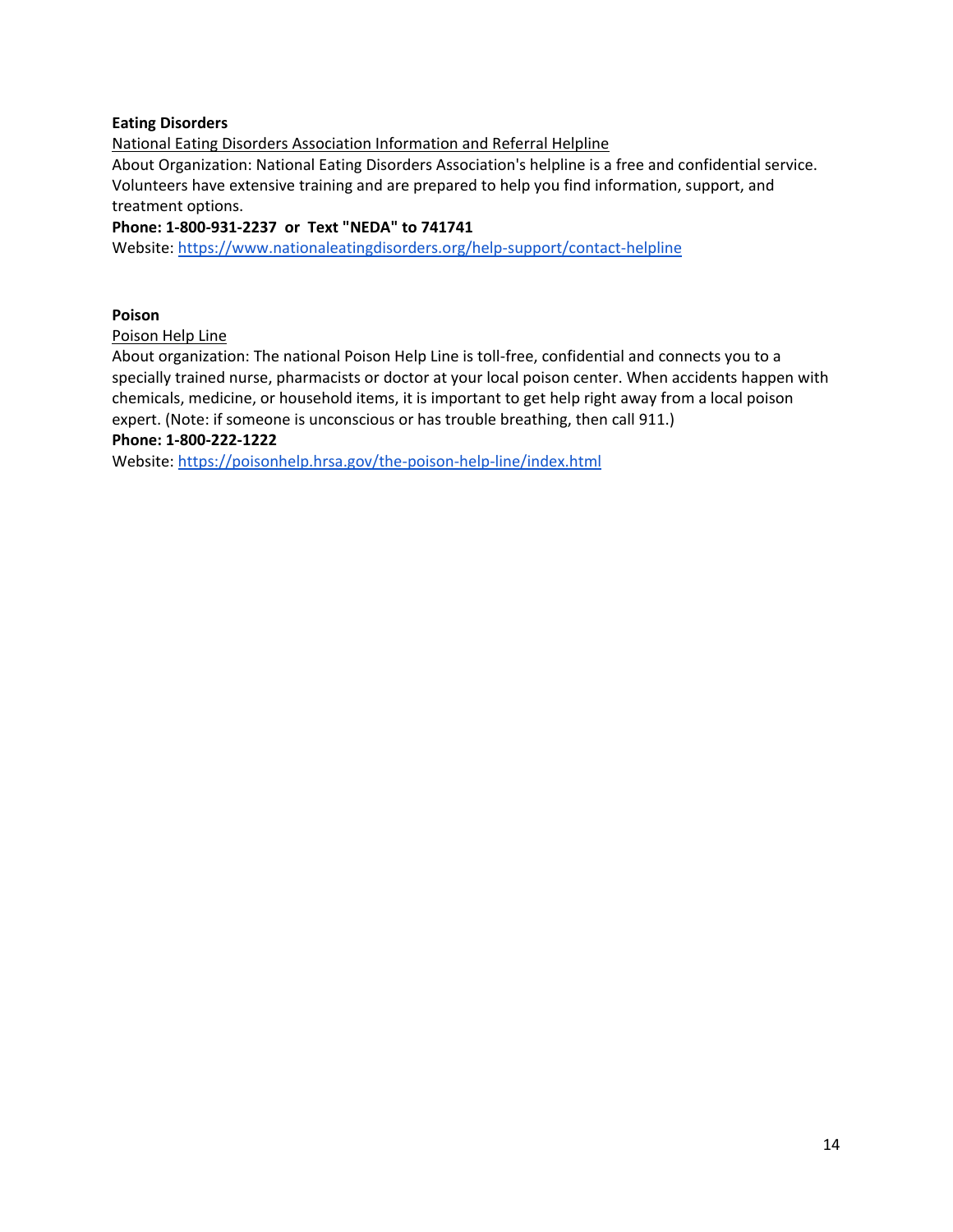**Eating Disorders**

National Eating Disorders Association Information and Referral Helpline

About Organization: National Eating Disorders Association's helpline is a free and confidential service. Volunteers have extensive training and are prepared to help you find information, support, and treatment options.

**Phone: 1-800-931-2237 or Text "NEDA" to 741741**

Website: https://www.nationaleatingdisorders.org/help-support/contact-helpline

**Poison**

Poison Help Line

About organization: The national Poison Help Line is toll-free, confidential and connects you to a specially trained nurse, pharmacists or doctor at your local poison center. When accidents happen with chemicals, medicine, or household items, it is important to get help right away from a local poison expert. (Note: if someone is unconscious or has trouble breathing, then call 911.)

**Phone: 1-800-222-1222**

Website: https://poisonhelp.hrsa.gov/the-poison-help-line/index.html